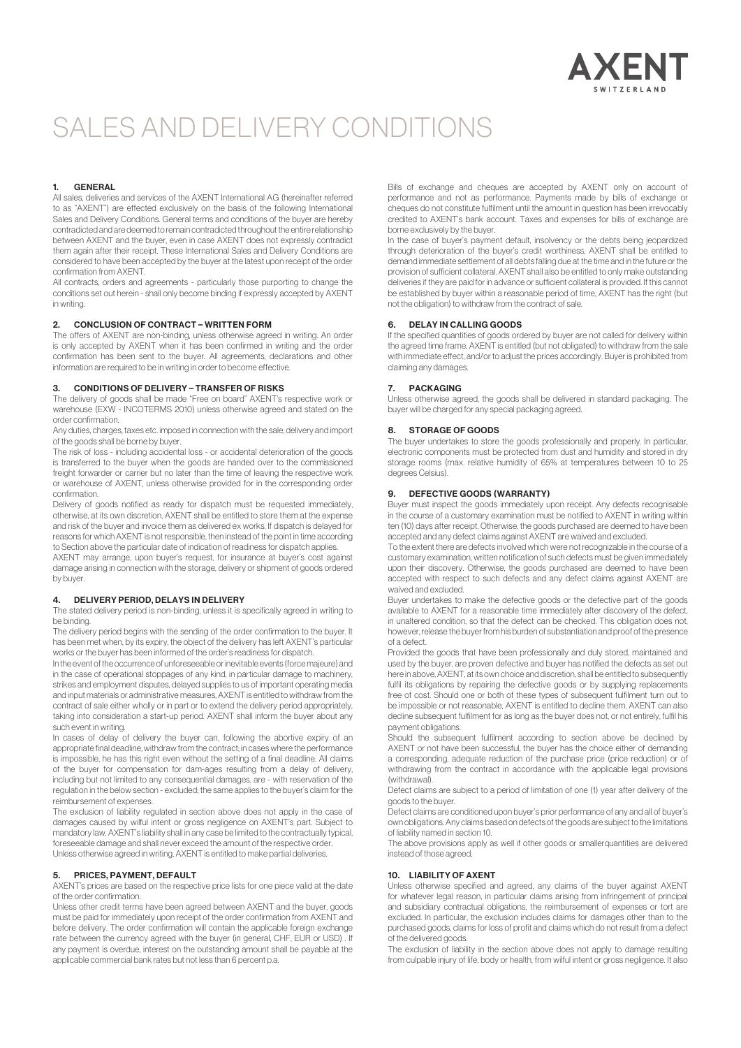AXENT
SWITZERLAND

# SALES AND DELIVERY CONDITIONS

## 1. GENERAL

All sales, deliveries and services of the AXENT International AG (hereinafter referred to as "AXENT") are effected exclusively on the basis of the following International Sales and Delivery Conditions. General terms and conditions of the buyer are hereby contradicted and are deemed to remain contradicted throughout the entire relationship between AXENT and the buyer, even in case AXENT does not expressly contradict them again after their receipt. These International Sales and Delivery Conditions are considered to have been accepted by the buyer at the latest upon receipt of the order confirmation from AXENT.

All contracts, orders and agreements - particularly those purporting to change the conditions set out herein - shall only become binding if expressly accepted by AXENT in writing.

## 2. CONCLUSION OF CONTRACT – WRITTEN FORM

The offers of AXENT are non-binding, unless otherwise agreed in writing. An order is only accepted by AXENT when it has been confirmed in writing and the order confirmation has been sent to the buyer. All agreements, declarations and other information are required to be in writing in order to become effective.

## 3. CONDITIONS OF DELIVERY – TRANSFER OF RISKS

The delivery of goods shall be made "Free on board" AXENT's respective work or warehouse (EXW - INCOTERMS 2010) unless otherwise agreed and stated on the order confirmation.

Any duties, charges, taxes etc. imposed in connection with the sale, delivery and import of the goods shall be borne by buyer.

The risk of loss - including accidental loss - or accidental deterioration of the goods is transferred to the buyer when the goods are handed over to the commissioned freight forwarder or carrier but no later than the time of leaving the respective work or warehouse of AXENT, unless otherwise provided for in the corresponding order confirmation.

Delivery of goods notified as ready for dispatch must be requested immediately, otherwise, at its own discretion, AXENT shall be entitled to store them at the expense and risk of the buyer and invoice them as delivered ex works. If dispatch is delayed for reasons for which AXENT is not responsible, then instead of the point in time according to Section above the particular date of indication of readiness for dispatch applies.

AXENT may arrange, upon buyer's request, for insurance at buyer's cost against damage arising in connection with the storage, delivery or shipment of goods ordered by buyer.

## 4. DELIVERY PERIOD, DELAYS IN DELIVERY

The stated delivery period is non-binding, unless it is specifically agreed in writing to be binding.

The delivery period begins with the sending of the order confirmation to the buyer. It has been met when, by its expiry, the object of the delivery has left AXENT's particular works or the buyer has been informed of the order's readiness for dispatch.

In the event of the occurrence of unforeseeable or inevitable events (force majeure) and in the case of operational stoppages of any kind, in particular damage to machinery, strikes and employment disputes, delayed supplies to us of important operating media and input materials or administrative measures, AXENT is entitled to withdraw from the contract of sale either wholly or in part or to extend the delivery period appropriately, taking into consideration a start-up period. AXENT shall inform the buyer about any such event in writing.

In cases of delay of delivery the buyer can, following the abortive expiry of an appropriate final deadline, withdraw from the contract; in cases where the performance is impossible, he has this right even without the setting of a final deadline. All claims of the buyer for compensation for dam-ages resulting from a delay of delivery, including but not limited to any consequential damages, are - with reservation of the regulation in the below section - excluded; the same applies to the buyer's claim for the reimbursement of expenses.

The exclusion of liability regulated in section above does not apply in the case of damages caused by wilful intent or gross negligence on AXENT's part. Subject to mandatory law, AXENT's liability shall in any case be limited to the contractually typical, foreseeable damage and shall never exceed the amount of the respective order.

Unless otherwise agreed in writing, AXENT is entitled to make partial deliveries.

## 5. PRICES, PAYMENT, DEFAULT

AXENT's prices are based on the respective price lists for one piece valid at the date of the order confirmation.

Unless other credit terms have been agreed between AXENT and the buyer, goods must be paid for immediately upon receipt of the order confirmation from AXENT and before delivery. The order confirmation will contain the applicable foreign exchange rate between the currency agreed with the buyer (in general, CHF, EUR or USD) . If any payment is overdue, interest on the outstanding amount shall be payable at the applicable commercial bank rates but not less than 6 percent p.a.

Bills of exchange and cheques are accepted by AXENT only on account of performance and not as performance. Payments made by bills of exchange or cheques do not constitute fulfilment until the amount in question has been irrevocably credited to AXENT's bank account. Taxes and expenses for bills of exchange are borne exclusively by the buyer.

In the case of buyer's payment default, insolvency or the debts being jeopardized through deterioration of the buyer's credit worthiness, AXENT shall be entitled to demand immediate settlement of all debts falling due at the time and in the future or the provision of sufficient collateral. AXENT shall also be entitled to only make outstanding deliveries if they are paid for in advance or sufficient collateral is provided. If this cannot be established by buyer within a reasonable period of time, AXENT has the right (but not the obligation) to withdraw from the contract of sale.

## 6. DELAY IN CALLING GOODS

If the specified quantities of goods ordered by buyer are not called for delivery within the agreed time frame, AXENT is entitled (but not obligated) to withdraw from the sale with immediate effect, and/or to adjust the prices accordingly. Buyer is prohibited from claiming any damages.

## 7. PACKAGING

Unless otherwise agreed, the goods shall be delivered in standard packaging. The buyer will be charged for any special packaging agreed.

## 8. STORAGE OF GOODS

The buyer undertakes to store the goods professionally and properly. In particular, electronic components must be protected from dust and humidity and stored in dry storage rooms (max. relative humidity of 65% at temperatures between 10 to 25 degrees Celsius).

## 9. DEFECTIVE GOODS (WARRANTY)

Buyer must inspect the goods immediately upon receipt. Any defects recognisable in the course of a customary examination must be notified to AXENT in writing within ten (10) days after receipt. Otherwise, the goods purchased are deemed to have been accepted and any defect claims against AXENT are waived and excluded.

To the extent there are defects involved which were not recognizable in the course of a customary examination, written notification of such defects must be given immediately upon their discovery. Otherwise, the goods purchased are deemed to have been accepted with respect to such defects and any defect claims against AXENT are waived and excluded.

Buyer undertakes to make the defective goods or the defective part of the goods available to AXENT for a reasonable time immediately after discovery of the defect, in unaltered condition, so that the defect can be checked. This obligation does not, however, release the buyer from his burden of substantiation and proof of the presence of a defect.

Provided the goods that have been professionally and duly stored, maintained and used by the buyer, are proven defective and buyer has notified the defects as set out here in above, AXENT, at its own choice and discretion, shall be entitled to subsequently fulfil its obligations by repairing the defective goods or by supplying replacements free of cost. Should one or both of these types of subsequent fulfilment turn out to be impossible or not reasonable, AXENT is entitled to decline them. AXENT can also decline subsequent fulfilment for as long as the buyer does not, or not entirely, fulfil his payment obligations.

Should the subsequent fulfilment according to section above be declined by AXENT or not have been successful, the buyer has the choice either of demanding a corresponding, adequate reduction of the purchase price (price reduction) or of withdrawing from the contract in accordance with the applicable legal provisions (withdrawal).

Defect claims are subject to a period of limitation of one (1) year after delivery of the goods to the buyer.

Defect claims are conditioned upon buyer's prior performance of any and all of buyer's own obligations. Any claims based on defects of the goods are subject to the limitations of liability named in section 10.

The above provisions apply as well if other goods or smaller quantities are delivered instead of those agreed.

## 10. LIABILITY OF AXENT

Unless otherwise specified and agreed, any claims of the buyer against AXENT for whatever legal reason, in particular claims arising from infringement of principal and subsidiary contractual obligations, the reimbursement of expenses or tort are excluded. In particular, the exclusion includes claims for damages other than to the purchased goods, claims for loss of profit and claims which do not result from a defect of the delivered goods.

The exclusion of liability in the section above does not apply to damage resulting from culpable injury of life, body or health, from wilful intent or gross negligence. It also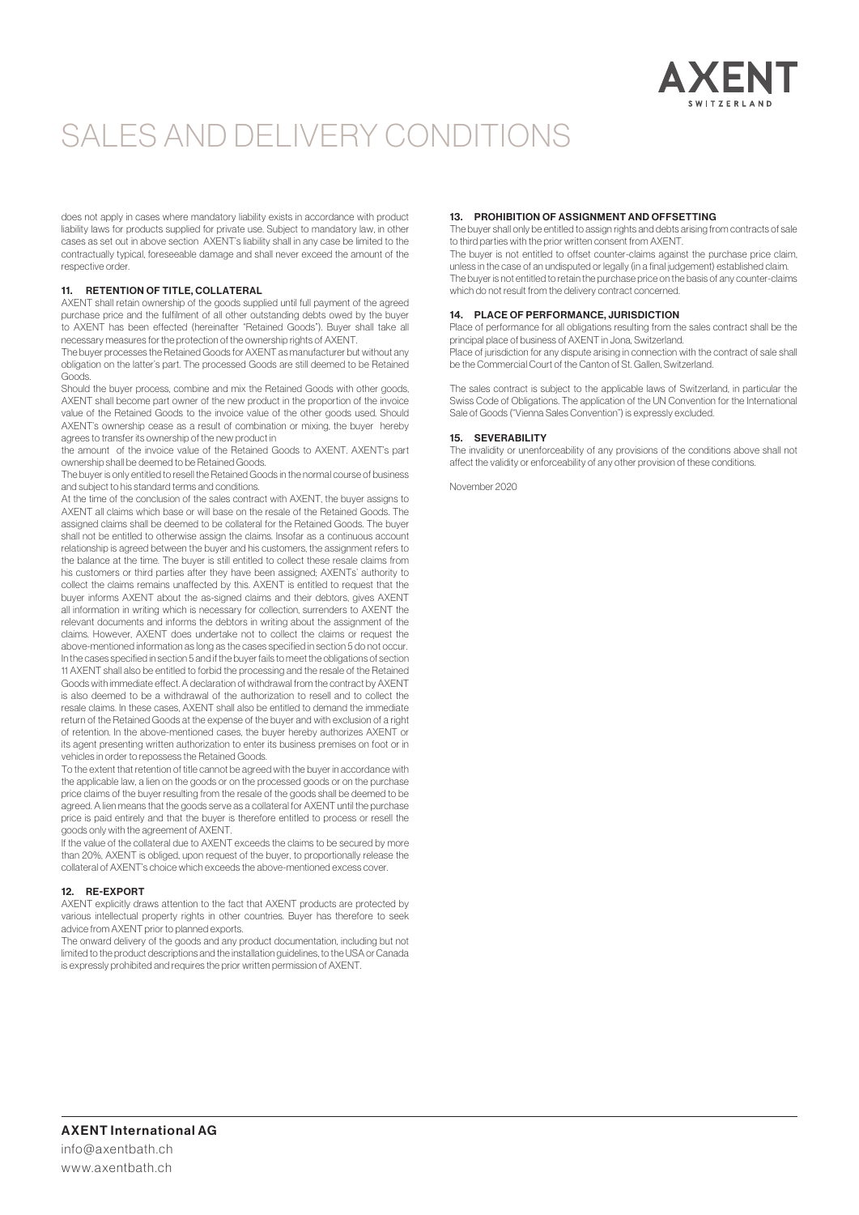# SALES AND DELIVERY CONDITIONS

does not apply in cases where mandatory liability exists in accordance with product liability laws for products supplied for private use. Subject to mandatory law, in other cases as set out in above section AXENT's liability shall in any case be limited to the contractually typical, foreseeable damage and shall never exceed the amount of the respective order.

### 11. RETENTION OF TITLE, COLLATERAL

AXENT shall retain ownership of the goods supplied until full payment of the agreed purchase price and the fulfilment of all other outstanding debts owed by the buyer to AXENT has been effected (hereinafter "Retained Goods"). Buyer shall take all necessary measures for the protection of the ownership rights of AXENT.

The buyer processes the Retained Goods for AXENT as manufacturer but without any obligation on the latter's part. The processed Goods are still deemed to be Retained Goods.

Should the buyer process, combine and mix the Retained Goods with other goods, AXENT shall become part owner of the new product in the proportion of the invoice value of the Retained Goods to the invoice value of the other goods used. Should AXENT's ownership cease as a result of combination or mixing, the buyer hereby agrees to transfer its ownership of the new product in the amount of the invoice value of the Retained Goods to AXENT. AXENT's part ownership shall be deemed to be Retained Goods.

The buyer is only entitled to resell the Retained Goods in the normal course of business and subject to his standard terms and conditions.

At the time of the conclusion of the sales contract with AXENT, the buyer assigns to AXENT all claims which base or will base on the resale of the Retained Goods. The assigned claims shall be deemed to be collateral for the Retained Goods. The buyer shall not be entitled to otherwise assign the claims. Insofar as a continuous account relationship is agreed between the buyer and his customers, the assignment refers to the balance at the time. The buyer is still entitled to collect these resale claims from his customers or third parties after they have been assigned; AXENTs' authority to collect the claims remains unaffected by this. AXENT is entitled to request that the buyer informs AXENT about the as-signed claims and their debtors, gives AXENT all information in writing which is necessary for collection, surrenders to AXENT the relevant documents and informs the debtors in writing about the assignment of the claims. However, AXENT does undertake not to collect the claims or request the above-mentioned information as long as the cases specified in section 5 do not occur. In the cases specified in section 5 and if the buyer fails to meet the obligations of section 11 AXENT shall also be entitled to forbid the processing and the resale of the Retained Goods with immediate effect. A declaration of withdrawal from the contract by AXENT is also deemed to be a withdrawal of the authorization to resell and to collect the resale claims. In these cases, AXENT shall also be entitled to demand the immediate return of the Retained Goods at the expense of the buyer and with exclusion of a right of retention. In the above-mentioned cases, the buyer hereby authorizes AXENT or its agent presenting written authorization to enter its business premises on foot or in vehicles in order to repossess the Retained Goods.

To the extent that retention of title cannot be agreed with the buyer in accordance with the applicable law, a lien on the goods or on the processed goods or on the purchase price claims of the buyer resulting from the resale of the goods shall be deemed to be agreed. A lien means that the goods serve as a collateral for AXENT until the purchase price is paid entirely and that the buyer is therefore entitled to process or resell the goods only with the agreement of AXENT.

If the value of the collateral due to AXENT exceeds the claims to be secured by more than 20%, AXENT is obliged, upon request of the buyer, to proportionally release the collateral of AXENT's choice which exceeds the above-mentioned excess cover.

### 12. RE-EXPORT

AXENT explicitly draws attention to the fact that AXENT products are protected by various intellectual property rights in other countries. Buyer has therefore to seek advice from AXENT prior to planned exports.

The onward delivery of the goods and any product documentation, including but not limited to the product descriptions and the installation guidelines, to the USA or Canada is expressly prohibited and requires the prior written permission of AXENT.

### 13. PROHIBITION OF ASSIGNMENT AND OFFSETTING

The buyer shall only be entitled to assign rights and debts arising from contracts of sale to third parties with the prior written consent from AXENT.

The buyer is not entitled to offset counter-claims against the purchase price claim, unless in the case of an undisputed or legally (in a final judgement) established claim. The buyer is not entitled to retain the purchase price on the basis of any counter-claims which do not result from the delivery contract concerned.

### 14. PLACE OF PERFORMANCE, JURISDICTION

Place of performance for all obligations resulting from the sales contract shall be the principal place of business of AXENT in Jona, Switzerland.

Place of jurisdiction for any dispute arising in connection with the contract of sale shall be the Commercial Court of the Canton of St. Gallen, Switzerland.

The sales contract is subject to the applicable laws of Switzerland, in particular the Swiss Code of Obligations. The application of the UN Convention for the International Sale of Goods ("Vienna Sales Convention") is expressly excluded.

### 15. SEVERABILITY

The invalidity or unenforceability of any provisions of the conditions above shall not affect the validity or enforceability of any other provision of these conditions.

November 2020

**AXENT International AG**
info@axentbath.ch
www.axentbath.ch